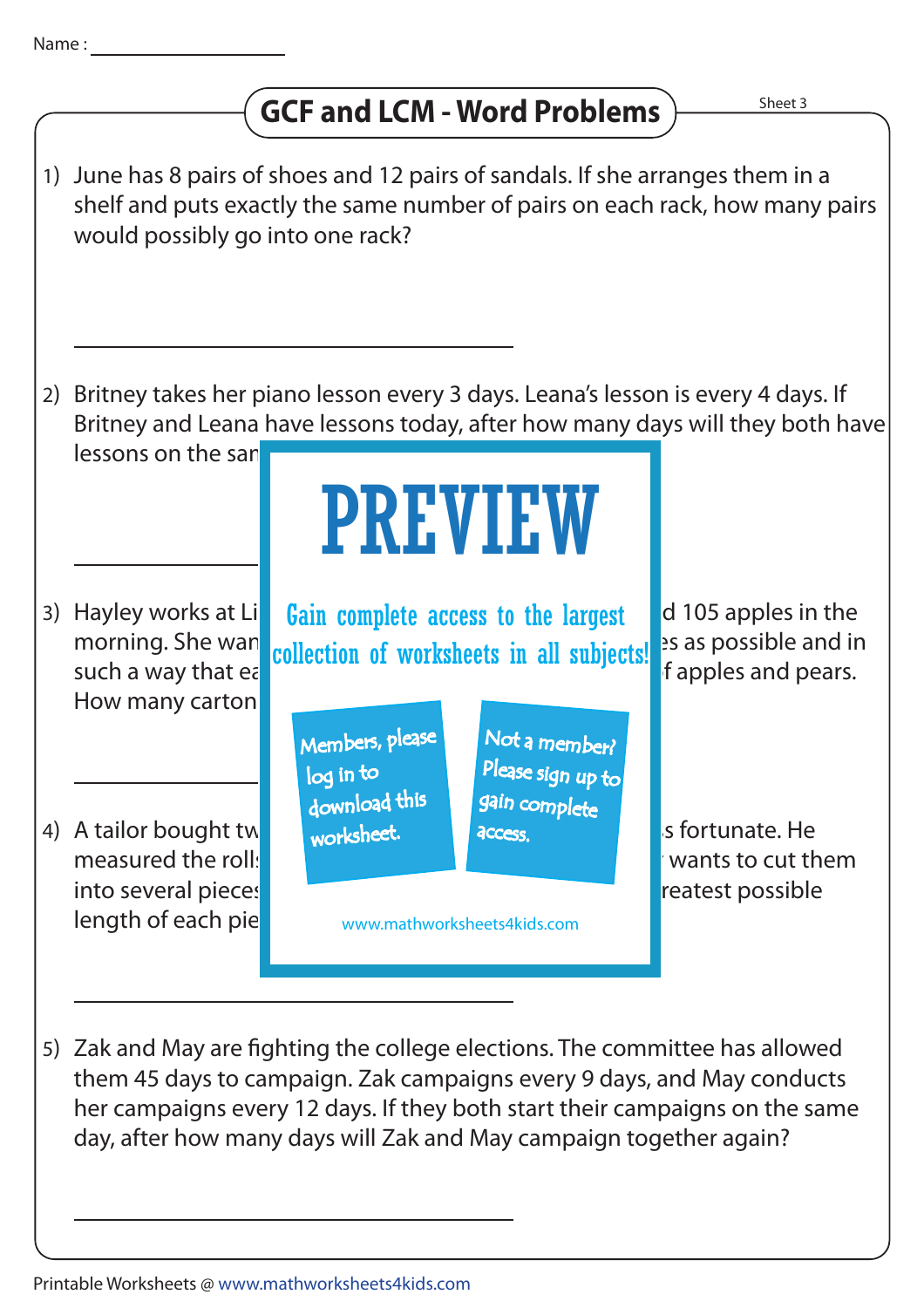Name : ________________

# GCF and LCM - Word Problems

Sheet 3

1) June has 8 pairs of shoes and 12 pairs of sandals. If she arranges them in a shelf and puts exactly the same number of pairs on each rack, how many pairs would possibly go into one rack?

______________________________

2) Britney takes her piano lesson every 3 days. Leana's lesson is every 4 days. If Britney and Leana have lessons today, after how many days will they both have lessons on the san

______________________________

3) Hayley works at Li d 105 apples in the morning. She wan es as possible and in such a way that ea f apples and pears. How many carton

______________________________

4) A tailor bought tw s fortunate. He measured the rolls wants to cut them into several pieces reatest possible length of each pie

______________________________

5) Zak and May are fighting the college elections. The committee has allowed them 45 days to campaign. Zak campaigns every 9 days, and May conducts her campaigns every 12 days. If they both start their campaigns on the same day, after how many days will Zak and May campaign together again?

______________________________

PREVIEW

Gain complete access to the largest collection of worksheets in all subjects!

Members, please log in to download this worksheet.

Not a member? Please sign up to gain complete access.

www.mathworksheets4kids.com

Printable Worksheets @ www.mathworksheets4kids.com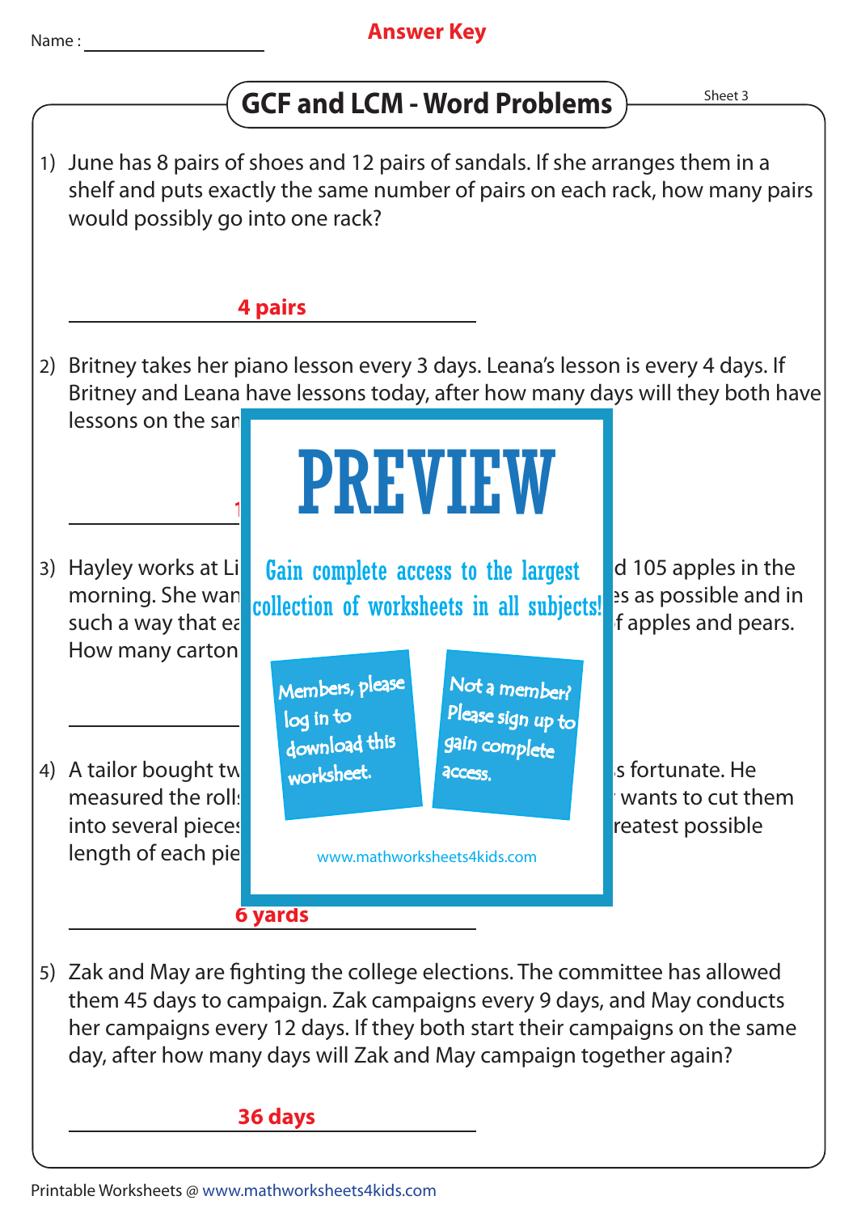Name : ________________

**Answer Key**

# GCF and LCM - Word Problems

Sheet 3

1) June has 8 pairs of shoes and 12 pairs of sandals. If she arranges them in a shelf and puts exactly the same number of pairs on each rack, how many pairs would possibly go into one rack?

**4 pairs**

2) Britney takes her piano lesson every 3 days. Leana's lesson is every 4 days. If Britney and Leana have lessons today, after how many days will they both have lessons on the san

1

PREVIEW

Gain complete access to the largest collection of worksheets in all subjects!

Members, please log in to download this worksheet.

Not a member? Please sign up to gain complete access.

www.mathworksheets4kids.com

3) Hayley works at Li d 105 apples in the morning. She wan es as possible and in such a way that ea f apples and pears. How many carton

4) A tailor bought tw s fortunate. He measured the roll wants to cut them into several pieces reatest possible length of each pie

**6 yards**

5) Zak and May are fighting the college elections. The committee has allowed them 45 days to campaign. Zak campaigns every 9 days, and May conducts her campaigns every 12 days. If they both start their campaigns on the same day, after how many days will Zak and May campaign together again?

**36 days**

Printable Worksheets @ www.mathworksheets4kids.com